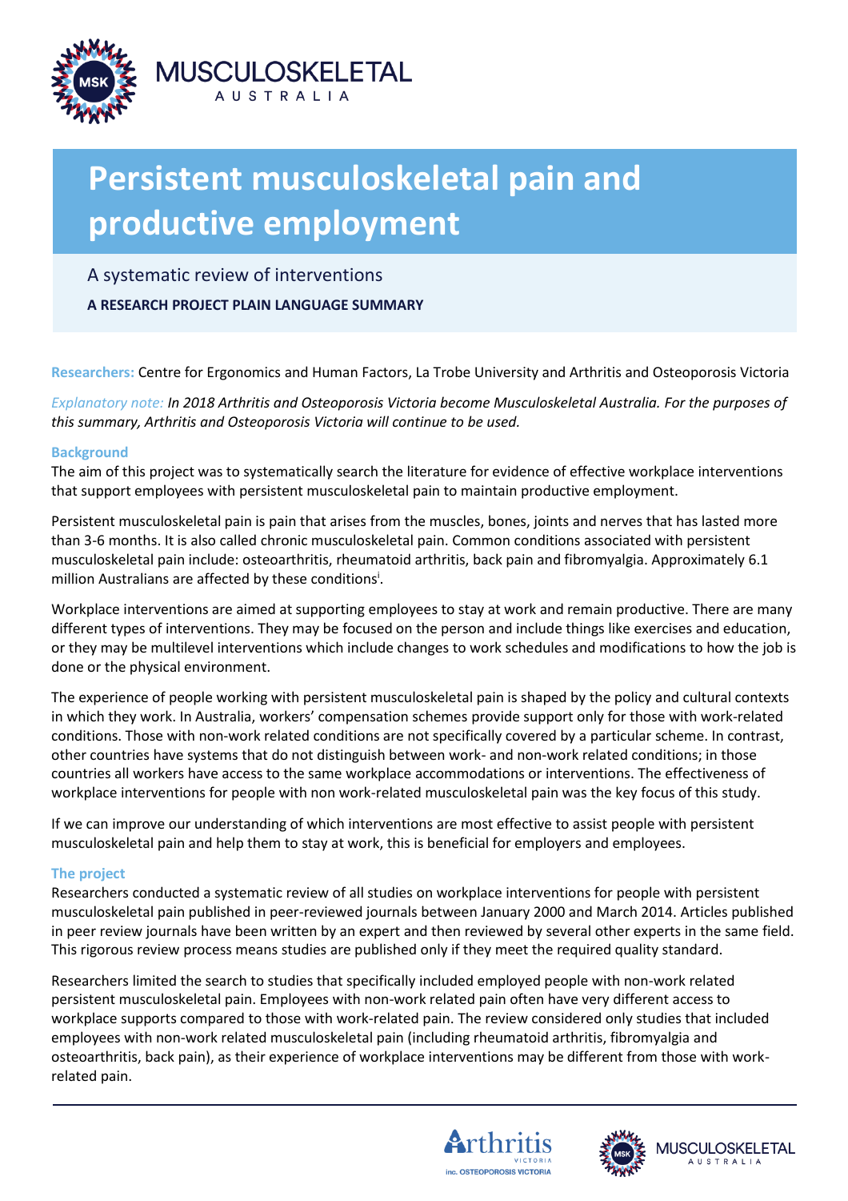# Persistent musculoskeletal pain and productive employment

A systematic review of interventions

**A RESEARCH PROJECT PLAIN LANGUAGE SUMMARY**

**Researchers:** Centre for Ergonomics and Human Factors, La Trobe University and Arthritis and Osteoporosis Victoria

*Explanatory note: In 2018 Arthritis and Osteoporosis Victoria become Musculoskeletal Australia. For the purposes of this summary, Arthritis and Osteoporosis Victoria will continue to be used.*

## Background

The aim of this project was to systematically search the literature for evidence of effective workplace interventions that support employees with persistent musculoskeletal pain to maintain productive employment.

Persistent musculoskeletal pain is pain that arises from the muscles, bones, joints and nerves that has lasted more than 3-6 months. It is also called chronic musculoskeletal pain. Common conditions associated with persistent musculoskeletal pain include: osteoarthritis, rheumatoid arthritis, back pain and fibromyalgia. Approximately 6.1 million Australians are affected by these conditions[i].

Workplace interventions are aimed at supporting employees to stay at work and remain productive. There are many different types of interventions. They may be focused on the person and include things like exercises and education, or they may be multilevel interventions which include changes to work schedules and modifications to how the job is done or the physical environment.

The experience of people working with persistent musculoskeletal pain is shaped by the policy and cultural contexts in which they work. In Australia, workers' compensation schemes provide support only for those with work-related conditions. Those with non-work related conditions are not specifically covered by a particular scheme. In contrast, other countries have systems that do not distinguish between work- and non-work related conditions; in those countries all workers have access to the same workplace accommodations or interventions. The effectiveness of workplace interventions for people with non work-related musculoskeletal pain was the key focus of this study.

If we can improve our understanding of which interventions are most effective to assist people with persistent musculoskeletal pain and help them to stay at work, this is beneficial for employers and employees.

## The project

Researchers conducted a systematic review of all studies on workplace interventions for people with persistent musculoskeletal pain published in peer-reviewed journals between January 2000 and March 2014. Articles published in peer review journals have been written by an expert and then reviewed by several other experts in the same field. This rigorous review process means studies are published only if they meet the required quality standard.

Researchers limited the search to studies that specifically included employed people with non-work related persistent musculoskeletal pain. Employees with non-work related pain often have very different access to workplace supports compared to those with work-related pain. The review considered only studies that included employees with non-work related musculoskeletal pain (including rheumatoid arthritis, fibromyalgia and osteoarthritis, back pain), as their experience of workplace interventions may be different from those with work-related pain.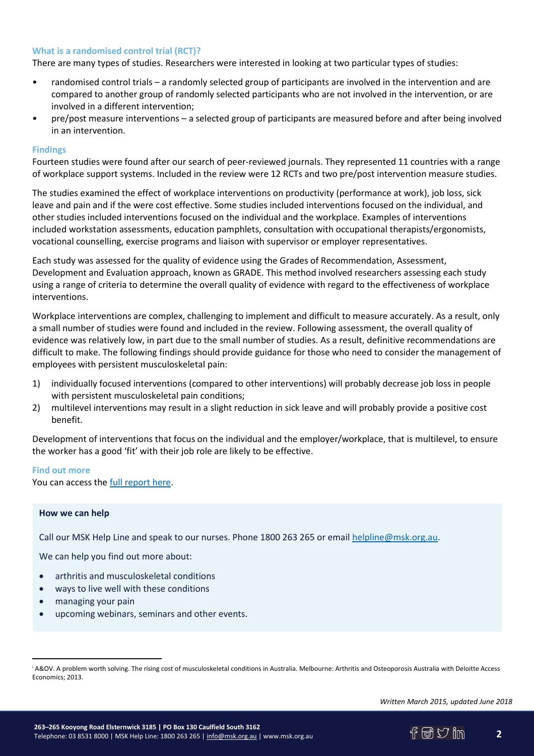### What is a randomised control trial (RCT)?

There are many types of studies. Researchers were interested in looking at two particular types of studies:

- randomised control trials – a randomly selected group of participants are involved in the intervention and are compared to another group of randomly selected participants who are not involved in the intervention, or are involved in a different intervention;
- pre/post measure interventions – a selected group of participants are measured before and after being involved in an intervention.

### Findings

Fourteen studies were found after our search of peer-reviewed journals. They represented 11 countries with a range of workplace support systems. Included in the review were 12 RCTs and two pre/post intervention measure studies.

The studies examined the effect of workplace interventions on productivity (performance at work), job loss, sick leave and pain and if the were cost effective. Some studies included interventions focused on the individual, and other studies included interventions focused on the individual and the workplace. Examples of interventions included workstation assessments, education pamphlets, consultation with occupational therapists/ergonomists, vocational counselling, exercise programs and liaison with supervisor or employer representatives.

Each study was assessed for the quality of evidence using the Grades of Recommendation, Assessment, Development and Evaluation approach, known as GRADE. This method involved researchers assessing each study using a range of criteria to determine the overall quality of evidence with regard to the effectiveness of workplace interventions.

Workplace interventions are complex, challenging to implement and difficult to measure accurately. As a result, only a small number of studies were found and included in the review. Following assessment, the overall quality of evidence was relatively low, in part due to the small number of studies. As a result, definitive recommendations are difficult to make. The following findings should provide guidance for those who need to consider the management of employees with persistent musculoskeletal pain:

1) individually focused interventions (compared to other interventions) will probably decrease job loss in people with persistent musculoskeletal pain conditions;
2) multilevel interventions may result in a slight reduction in sick leave and will probably provide a positive cost benefit.

Development of interventions that focus on the individual and the employer/workplace, that is multilevel, to ensure the worker has a good 'fit' with their job role are likely to be effective.

### Find out more

You can access the full report here.

**How we can help**

Call our MSK Help Line and speak to our nurses. Phone 1800 263 265 or email helpline@msk.org.au.

We can help you find out more about:

- arthritis and musculoskeletal conditions
- ways to live well with these conditions
- managing your pain
- upcoming webinars, seminars and other events.

[i] A&OV. A problem worth solving. The rising cost of musculoskeletal conditions in Australia. Melbourne: Arthritis and Osteoporosis Australia with Deloitte Access Economics; 2013.

*Written March 2015, updated June 2018*

**263–265 Kooyong Road Elsternwick 3185 | PO Box 130 Caulfield South 3162**
Telephone: 03 8531 8000 | MSK Help Line: 1800 263 265 | info@msk.org.au | www.msk.org.au